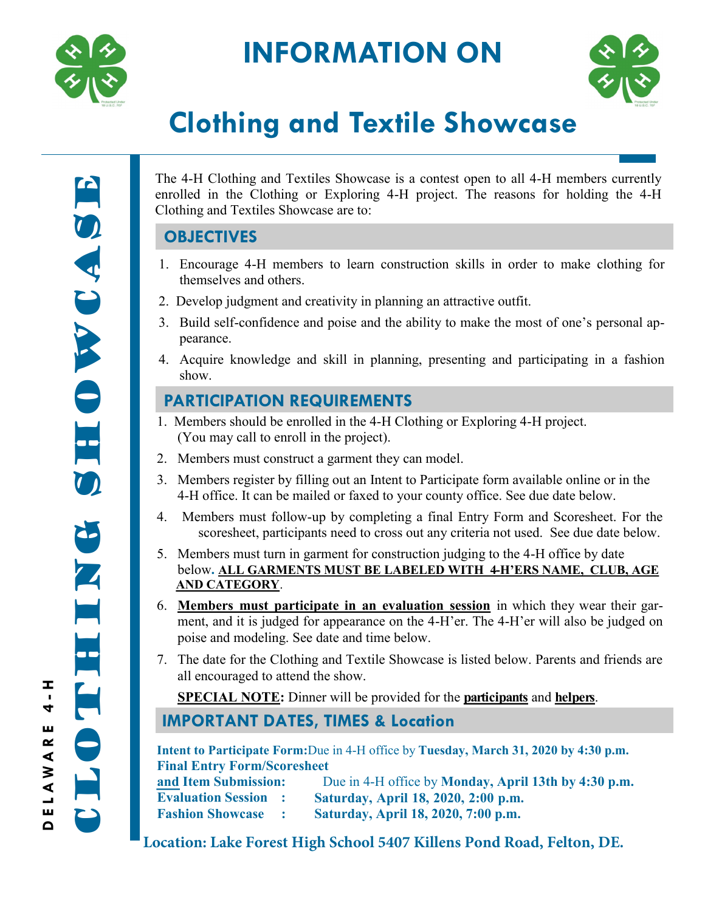# INFORMATION ON

# Clothing and Textile Showcase

DELAWARE 4-H

CLOTHING SHOWCASE

The 4-H Clothing and Textiles Showcase is a contest open to all 4-H members currently enrolled in the Clothing or Exploring 4-H project. The reasons for holding the 4-H Clothing and Textiles Showcase are to:

## OBJECTIVES

1. Encourage 4-H members to learn construction skills in order to make clothing for themselves and others.
2. Develop judgment and creativity in planning an attractive outfit.
3. Build self-confidence and poise and the ability to make the most of one's personal appearance.
4. Acquire knowledge and skill in planning, presenting and participating in a fashion show.

## PARTICIPATION REQUIREMENTS

1. Members should be enrolled in the 4-H Clothing or Exploring 4-H project. (You may call to enroll in the project).
2. Members must construct a garment they can model.
3. Members register by filling out an Intent to Participate form available online or in the 4-H office. It can be mailed or faxed to your county office. See due date below.
4. Members must follow-up by completing a final Entry Form and Scoresheet. For the scoresheet, participants need to cross out any criteria not used. See due date below.
5. Members must turn in garment for construction judging to the 4-H office by date below. **ALL GARMENTS MUST BE LABELED WITH 4-H'ERS NAME, CLUB, AGE AND CATEGORY**.
6. **Members must participate in an evaluation session** in which they wear their garment, and it is judged for appearance on the 4-H'er. The 4-H'er will also be judged on poise and modeling. See date and time below.
7. The date for the Clothing and Textile Showcase is listed below. Parents and friends are all encouraged to attend the show.

**SPECIAL NOTE:** Dinner will be provided for the **participants** and **helpers**.

## IMPORTANT DATES, TIMES & Location

**Intent to Participate Form:** Due in 4-H office by **Tuesday, March 31, 2020 by 4:30 p.m.**
**Final Entry Form/Scoresheet and Item Submission:** Due in 4-H office by **Monday, April 13th by 4:30 p.m.**
**Evaluation Session : Saturday, April 18, 2020, 2:00 p.m.**
**Fashion Showcase : Saturday, April 18, 2020, 7:00 p.m.**

**Location: Lake Forest High School 5407 Killens Pond Road, Felton, DE.**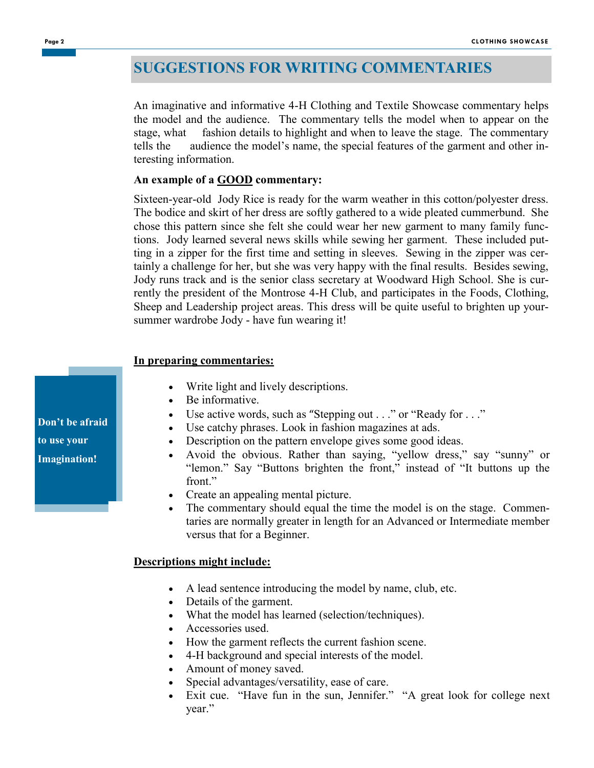# SUGGESTIONS FOR WRITING COMMENTARIES

An imaginative and informative 4-H Clothing and Textile Showcase commentary helps the model and the audience. The commentary tells the model when to appear on the stage, what fashion details to highlight and when to leave the stage. The commentary tells the audience the model's name, the special features of the garment and other interesting information.

**An example of a GOOD commentary:**

Sixteen-year-old Jody Rice is ready for the warm weather in this cotton/polyester dress. The bodice and skirt of her dress are softly gathered to a wide pleated cummerbund. She chose this pattern since she felt she could wear her new garment to many family functions. Jody learned several news skills while sewing her garment. These included putting in a zipper for the first time and setting in sleeves. Sewing in the zipper was certainly a challenge for her, but she was very happy with the final results. Besides sewing, Jody runs track and is the senior class secretary at Woodward High School. She is currently the president of the Montrose 4-H Club, and participates in the Foods, Clothing, Sheep and Leadership project areas. This dress will be quite useful to brighten up yoursummer wardrobe Jody - have fun wearing it!

**Don't be afraid to use your Imagination!**

**In preparing commentaries:**

- Write light and lively descriptions.
- Be informative.
- Use active words, such as "Stepping out . . ." or "Ready for . . ."
- Use catchy phrases. Look in fashion magazines at ads.
- Description on the pattern envelope gives some good ideas.
- Avoid the obvious. Rather than saying, "yellow dress," say "sunny" or "lemon." Say "Buttons brighten the front," instead of "It buttons up the front."
- Create an appealing mental picture.
- The commentary should equal the time the model is on the stage. Commentaries are normally greater in length for an Advanced or Intermediate member versus that for a Beginner.

**Descriptions might include:**

- A lead sentence introducing the model by name, club, etc.
- Details of the garment.
- What the model has learned (selection/techniques).
- Accessories used.
- How the garment reflects the current fashion scene.
- 4-H background and special interests of the model.
- Amount of money saved.
- Special advantages/versatility, ease of care.
- Exit cue. "Have fun in the sun, Jennifer." "A great look for college next year."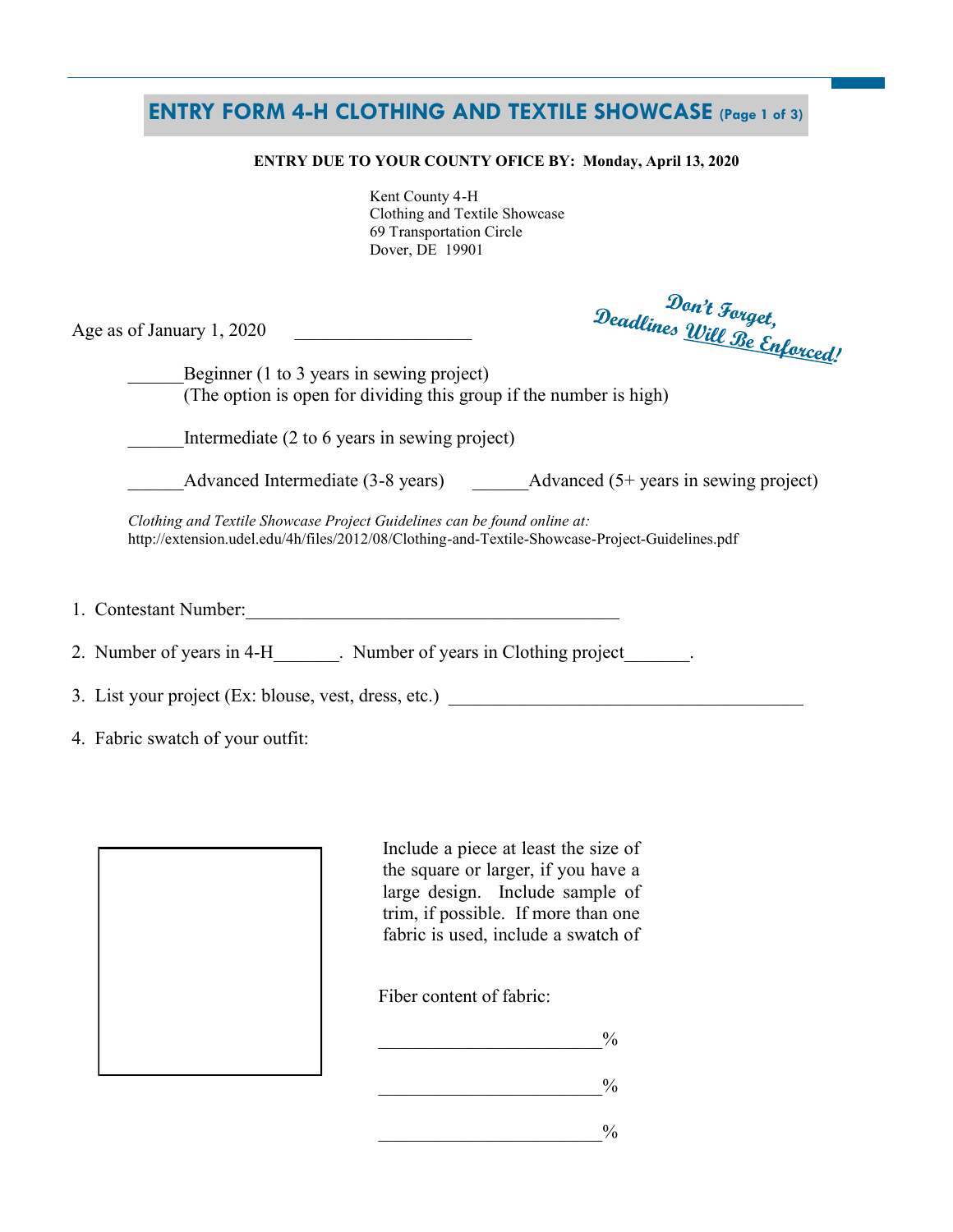# ENTRY FORM 4-H CLOTHING AND TEXTILE SHOWCASE (Page 1 of 3)

**ENTRY DUE TO YOUR COUNTY OFICE BY: Monday, April 13, 2020**

Kent County 4-H
Clothing and Textile Showcase
69 Transportation Circle
Dover, DE 19901

**Don't Forget, Deadlines Will Be Enforced!**

Age as of January 1, 2020 ___________________

______Beginner (1 to 3 years in sewing project)
(The option is open for dividing this group if the number is high)

______Intermediate (2 to 6 years in sewing project)

______Advanced Intermediate (3-8 years) ______Advanced (5+ years in sewing project)

*Clothing and Textile Showcase Project Guidelines can be found online at:*
http://extension.udel.edu/4h/files/2012/08/Clothing-and-Textile-Showcase-Project-Guidelines.pdf

1. Contestant Number:_________________________________________

2. Number of years in 4-H_______. Number of years in Clothing project_______.

3. List your project (Ex: blouse, vest, dress, etc.) ______________________________________

4. Fabric swatch of your outfit:

Include a piece at least the size of the square or larger, if you have a large design. Include sample of trim, if possible. If more than one fabric is used, include a swatch of

Fiber content of fabric:

________________________%

________________________%

________________________%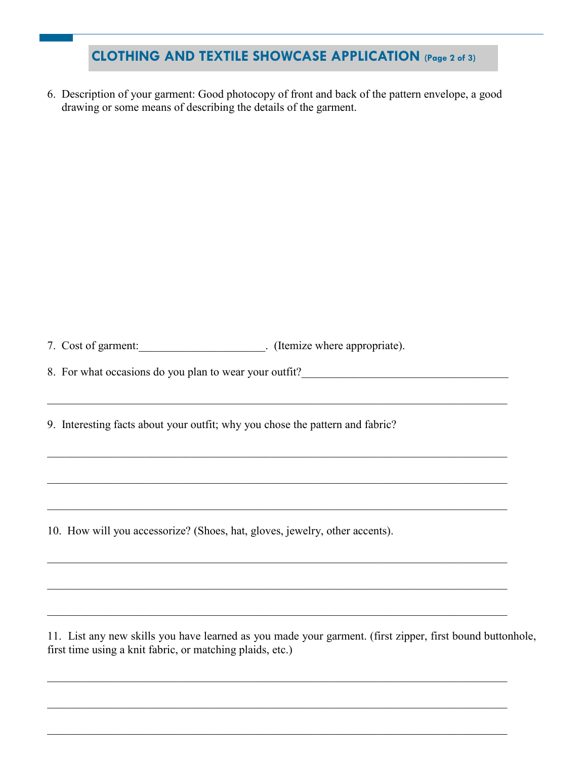## CLOTHING AND TEXTILE SHOWCASE APPLICATION (Page 2 of 3)

6. Description of your garment: Good photocopy of front and back of the pattern envelope, a good drawing or some means of describing the details of the garment.

7. Cost of garment:______________________. (Itemize where appropriate).

8. For what occasions do you plan to wear your outfit?____________________________________

_________________________________________________________________________________

9. Interesting facts about your outfit; why you chose the pattern and fabric?

_________________________________________________________________________________

_________________________________________________________________________________

_________________________________________________________________________________

10. How will you accessorize? (Shoes, hat, gloves, jewelry, other accents).

_________________________________________________________________________________

_________________________________________________________________________________

_________________________________________________________________________________

11. List any new skills you have learned as you made your garment. (first zipper, first bound buttonhole, first time using a knit fabric, or matching plaids, etc.)

_________________________________________________________________________________

_________________________________________________________________________________

_________________________________________________________________________________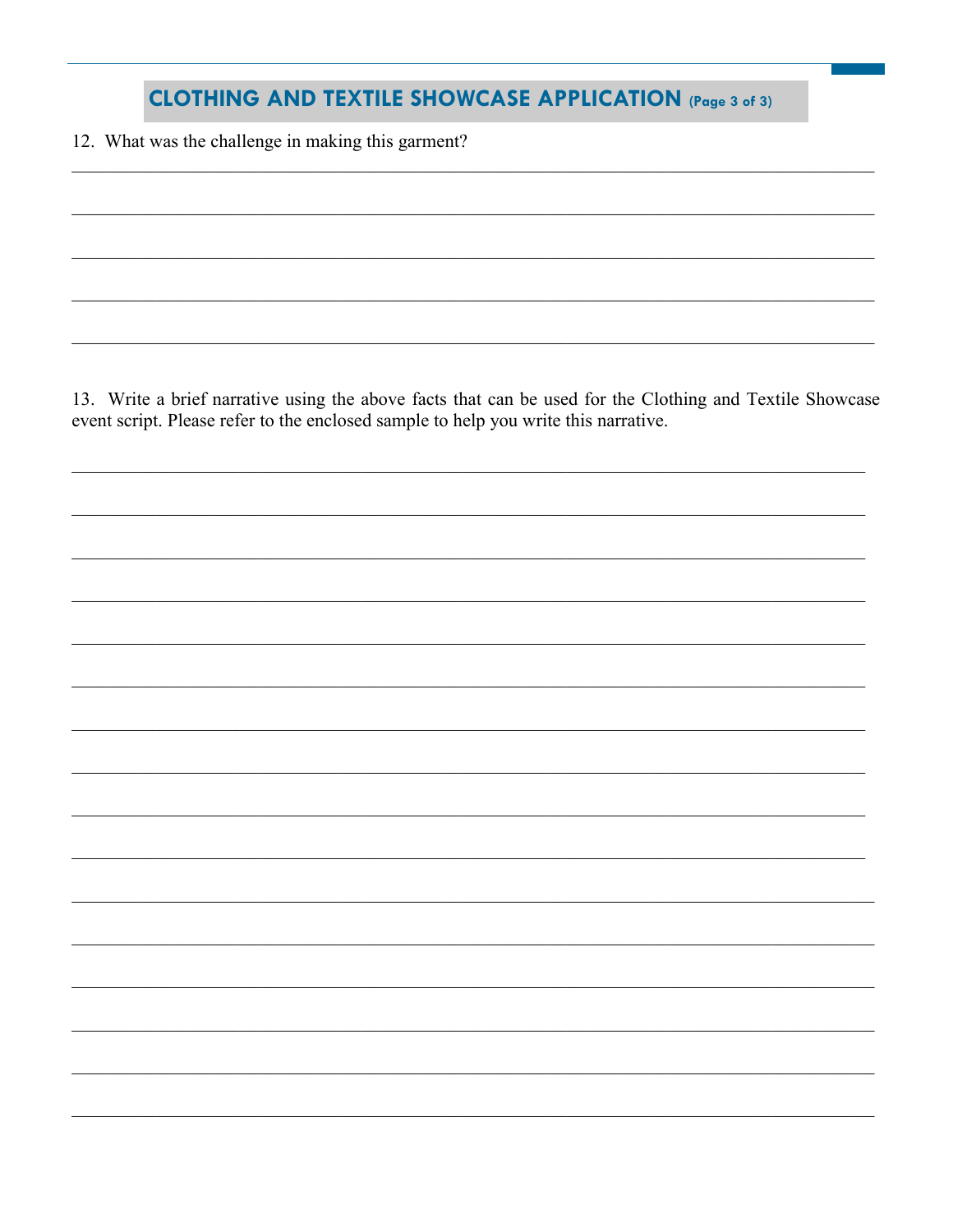## CLOTHING AND TEXTILE SHOWCASE APPLICATION (Page 3 of 3)

12. What was the challenge in making this garment?

_______________________________________________________________________________

_______________________________________________________________________________

_______________________________________________________________________________

_______________________________________________________________________________

_______________________________________________________________________________

13. Write a brief narrative using the above facts that can be used for the Clothing and Textile Showcase event script. Please refer to the enclosed sample to help you write this narrative.

_______________________________________________________________________________

_______________________________________________________________________________

_______________________________________________________________________________

_______________________________________________________________________________

_______________________________________________________________________________

_______________________________________________________________________________

_______________________________________________________________________________

_______________________________________________________________________________

_______________________________________________________________________________

_______________________________________________________________________________

_______________________________________________________________________________

_______________________________________________________________________________

_______________________________________________________________________________

_______________________________________________________________________________

_______________________________________________________________________________

_______________________________________________________________________________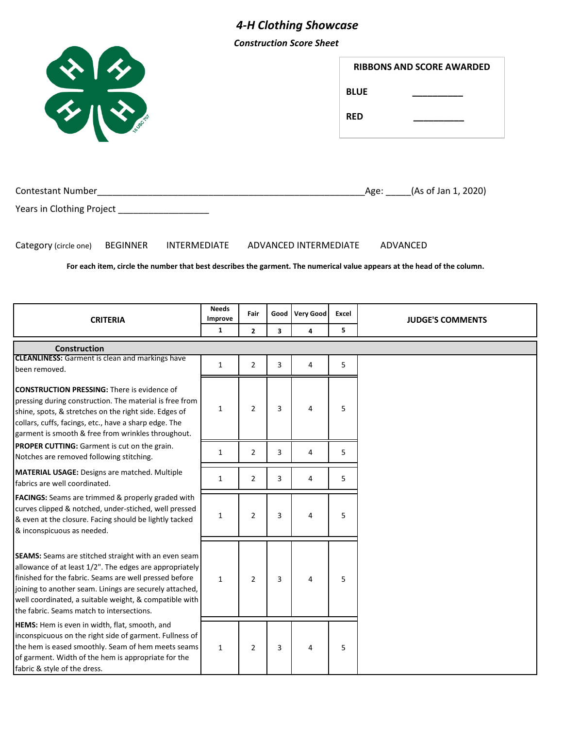# *4-H Clothing Showcase*

***Construction Score Sheet***

| RIBBONS AND SCORE AWARDED | |
|---|---|
| BLUE | __________ |
| RED | __________ |

Contestant Number_____________________________________________________Age: _____(As of Jan 1, 2020)

Years in Clothing Project _________________

Category (circle one) BEGINNER INTERMEDIATE ADVANCED INTERMEDIATE ADVANCED

**For each item, circle the number that best describes the garment. The numerical value appears at the head of the column.**

| CRITERIA | Needs Improve | Fair | Good | Very Good | Excel | JUDGE'S COMMENTS |
|---|---|---|---|---|---|---|
| | 1 | 2 | 3 | 4 | 5 | |
| **Construction** | | | | | | |
| **CLEANLINESS:** Garment is clean and markings have been removed. | 1 | 2 | 3 | 4 | 5 | |
| **CONSTRUCTION PRESSING:** There is evidence of pressing during construction. The material is free from shine, spots, & stretches on the right side. Edges of collars, cuffs, facings, etc., have a sharp edge. The garment is smooth & free from wrinkles throughout. | 1 | 2 | 3 | 4 | 5 | |
| **PROPER CUTTING:** Garment is cut on the grain. Notches are removed following stitching. | 1 | 2 | 3 | 4 | 5 | |
| **MATERIAL USAGE:** Designs are matched. Multiple fabrics are well coordinated. | 1 | 2 | 3 | 4 | 5 | |
| **FACINGS:** Seams are trimmed & properly graded with curves clipped & notched, under-stiched, well pressed & even at the closure. Facing should be lightly tacked & inconspicuous as needed. | 1 | 2 | 3 | 4 | 5 | |
| **SEAMS:** Seams are stitched straight with an even seam allowance of at least 1/2". The edges are appropriately finished for the fabric. Seams are well pressed before joining to another seam. Linings are securely attached, well coordinated, a suitable weight, & compatible with the fabric. Seams match to intersections. | 1 | 2 | 3 | 4 | 5 | |
| **HEMS:** Hem is even in width, flat, smooth, and inconspicuous on the right side of garment. Fullness of the hem is eased smoothly. Seam of hem meets seams of garment. Width of the hem is appropriate for the fabric & style of the dress. | 1 | 2 | 3 | 4 | 5 | |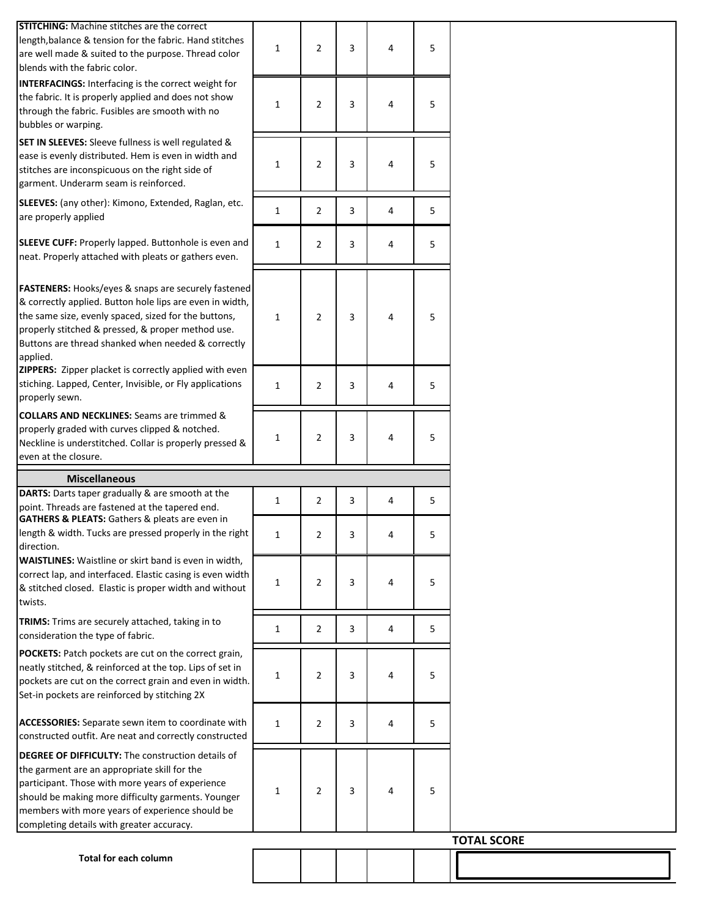| | | | | | | |
|---|---|---|---|---|---|---|
| **STITCHING:** Machine stitches are the correct length,balance & tension for the fabric. Hand stitches are well made & suited to the purpose. Thread color blends with the fabric color. | 1 | 2 | 3 | 4 | 5 | |
| **INTERFACINGS:** Interfacing is the correct weight for the fabric. It is properly applied and does not show through the fabric. Fusibles are smooth with no bubbles or warping. | 1 | 2 | 3 | 4 | 5 | |
| **SET IN SLEEVES:** Sleeve fullness is well regulated & ease is evenly distributed. Hem is even in width and stitches are inconspicuous on the right side of garment. Underarm seam is reinforced. | 1 | 2 | 3 | 4 | 5 | |
| **SLEEVES:** (any other): Kimono, Extended, Raglan, etc. are properly applied | 1 | 2 | 3 | 4 | 5 | |
| **SLEEVE CUFF:** Properly lapped. Buttonhole is even and neat. Properly attached with pleats or gathers even. | 1 | 2 | 3 | 4 | 5 | |
| **FASTENERS:** Hooks/eyes & snaps are securely fastened & correctly applied. Button hole lips are even in width, the same size, evenly spaced, sized for the buttons, properly stitched & pressed, & proper method use. Buttons are thread shanked when needed & correctly applied. | 1 | 2 | 3 | 4 | 5 | |
| **ZIPPERS:** Zipper placket is correctly applied with even stiching. Lapped, Center, Invisible, or Fly applications properly sewn. | 1 | 2 | 3 | 4 | 5 | |
| **COLLARS AND NECKLINES:** Seams are trimmed & properly graded with curves clipped & notched. Neckline is understitched. Collar is properly pressed & even at the closure. | 1 | 2 | 3 | 4 | 5 | |
| **Miscellaneous** | | | | | | |
| **DARTS:** Darts taper gradually & are smooth at the point. Threads are fastened at the tapered end. | 1 | 2 | 3 | 4 | 5 | |
| **GATHERS & PLEATS:** Gathers & pleats are even in length & width. Tucks are pressed properly in the right direction. | 1 | 2 | 3 | 4 | 5 | |
| **WAISTLINES:** Waistline or skirt band is even in width, correct lap, and interfaced. Elastic casing is even width & stitched closed. Elastic is proper width and without twists. | 1 | 2 | 3 | 4 | 5 | |
| **TRIMS:** Trims are securely attached, taking in to consideration the type of fabric. | 1 | 2 | 3 | 4 | 5 | |
| **POCKETS:** Patch pockets are cut on the correct grain, neatly stitched, & reinforced at the top. Lips of set in pockets are cut on the correct grain and even in width. Set-in pockets are reinforced by stitching 2X | 1 | 2 | 3 | 4 | 5 | |
| **ACCESSORIES:** Separate sewn item to coordinate with constructed outfit. Are neat and correctly constructed | 1 | 2 | 3 | 4 | 5 | |
| **DEGREE OF DIFFICULTY:** The construction details of the garment are an appropriate skill for the participant. Those with more years of experience should be making more difficulty garments. Younger members with more years of experience should be completing details with greater accuracy. | 1 | 2 | 3 | 4 | 5 | |
| | | | | | | **TOTAL SCORE** |
| **Total for each column** | | | | | | |